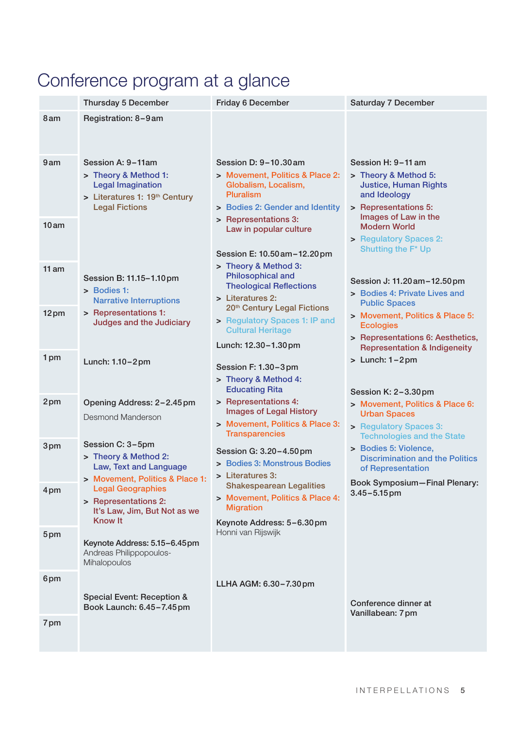# Conference program at a glance

| | Thursday 5 December | Friday 6 December | Saturday 7 December |
|---|---|---|---|
| 8 am | Registration: 8–9 am | | |
| 9 am | Session A: 9–11 am<br>> Theory & Method 1: Legal Imagination<br>> Literatures 1: 19th Century Legal Fictions | Session D: 9–10.30 am<br>> Movement, Politics & Place 2: Globalism, Localism, Pluralism<br>> Bodies 2: Gender and Identity<br>> Representations 3: Law in popular culture | Session H: 9–11 am<br>> Theory & Method 5: Justice, Human Rights and Ideology<br>> Representations 5: Images of Law in the Modern World<br>> Regulatory Spaces 2: Shutting the F* Up |
| 10 am | | Session E: 10.50 am–12.20 pm<br>> Theory & Method 3: Philosophical and Theological Reflections<br>> Literatures 2: 20th Century Legal Fictions<br>> Regulatory Spaces 1: IP and Cultural Heritage | |
| 11 am | Session B: 11.15–1.10 pm<br>> Bodies 1: Narrative Interruptions<br>> Representations 1: Judges and the Judiciary | | Session J: 11.20 am–12.50 pm<br>> Bodies 4: Private Lives and Public Spaces<br>> Movement, Politics & Place 5: Ecologies<br>> Representations 6: Aesthetics, Representation & Indigeneity<br>> Lunch: 1–2 pm |
| 12 pm | | Lunch: 12.30–1.30 pm | |
| 1 pm | Lunch: 1.10–2 pm | Session F: 1.30–3 pm<br>> Theory & Method 4: Educating Rita<br>> Representations 4: Images of Legal History<br>> Movement, Politics & Place 3: Transparencies | |
| 2 pm | Opening Address: 2–2.45 pm<br>Desmond Manderson | | Session K: 2–3.30 pm<br>> Movement, Politics & Place 6: Urban Spaces<br>> Regulatory Spaces 3: Technologies and the State<br>> Bodies 5: Violence, Discrimination and the Politics of Representation |
| 3 pm | Session C: 3–5 pm<br>> Theory & Method 2: Law, Text and Language<br>> Movement, Politics & Place 1: Legal Geographies<br>> Representations 2: It's Law, Jim, But Not as we Know It | Session G: 3.20–4.50 pm<br>> Bodies 3: Monstrous Bodies<br>> Literatures 3: Shakespearean Legalities<br>> Movement, Politics & Place 4: Migration | Book Symposium—Final Plenary: 3.45–5.15 pm |
| 4 pm | | | |
| 5 pm | Keynote Address: 5.15–6.45 pm<br>Andreas Philippopoulos-Mihalopoulos | Keynote Address: 5–6.30 pm<br>Honni van Rijswijk | |
| 6 pm | Special Event: Reception & Book Launch: 6.45–7.45 pm | LLHA AGM: 6.30–7.30 pm | Conference dinner at Vanillabean: 7 pm |
| 7 pm | | | |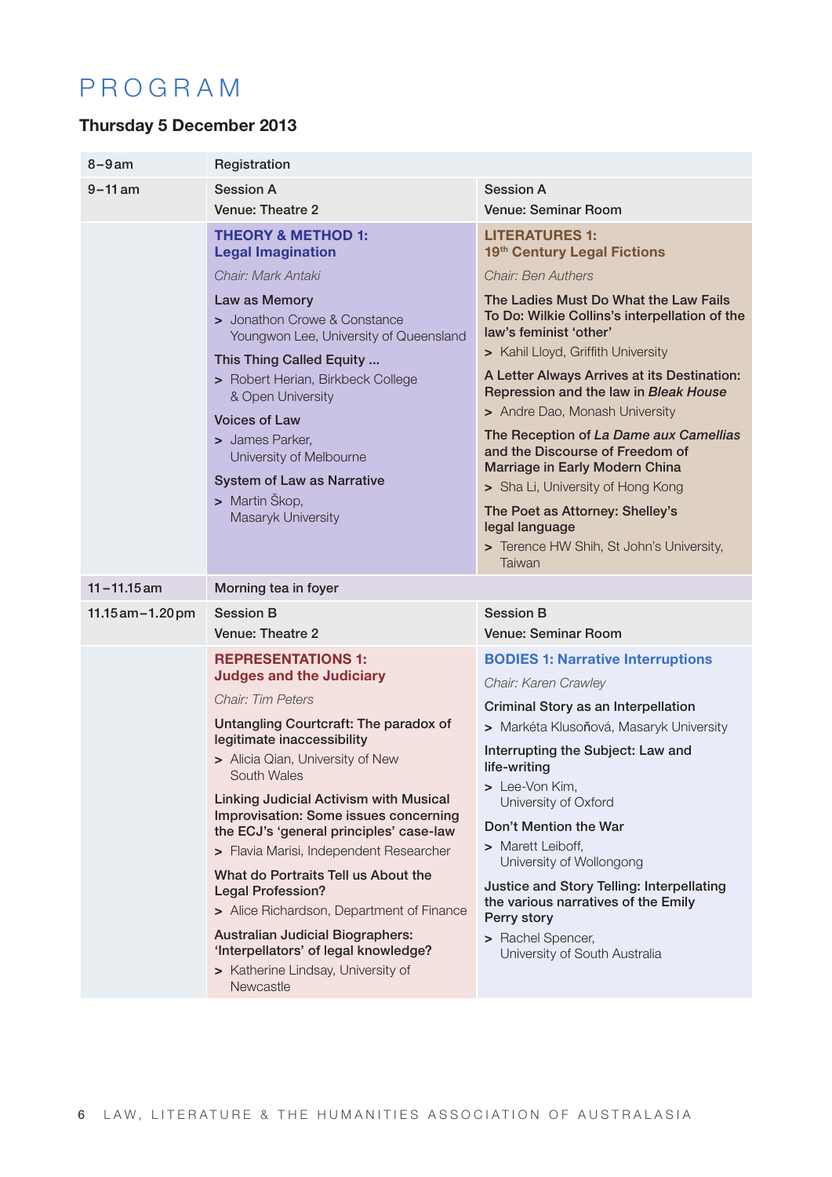# PROGRAM

## Thursday 5 December 2013

| Time | Theatre 2 | Seminar Room |
|---|---|---|
| 8–9 am | Registration | |
| 9–11 am | Session A<br>Venue: Theatre 2 | Session A<br>Venue: Seminar Room |
| | **THEORY & METHOD 1: Legal Imagination**<br>*Chair: Mark Antaki*<br>Law as Memory<br>> Jonathon Crowe & Constance Youngwon Lee, University of Queensland<br>This Thing Called Equity ...<br>> Robert Herian, Birkbeck College & Open University<br>Voices of Law<br>> James Parker, University of Melbourne<br>System of Law as Narrative<br>> Martin Škop, Masaryk University | **LITERATURES 1: 19th Century Legal Fictions**<br>*Chair: Ben Authers*<br>The Ladies Must Do What the Law Fails To Do: Wilkie Collins's interpellation of the law's feminist 'other'<br>> Kahil Lloyd, Griffith University<br>A Letter Always Arrives at its Destination: Repression and the law in *Bleak House*<br>> Andre Dao, Monash University<br>The Reception of *La Dame aux Camellias* and the Discourse of Freedom of Marriage in Early Modern China<br>> Sha Li, University of Hong Kong<br>The Poet as Attorney: Shelley's legal language<br>> Terence HW Shih, St John's University, Taiwan |
| 11–11.15 am | Morning tea in foyer | |
| 11.15 am–1.20 pm | Session B<br>Venue: Theatre 2 | Session B<br>Venue: Seminar Room |
| | **REPRESENTATIONS 1: Judges and the Judiciary**<br>*Chair: Tim Peters*<br>Untangling Courtcraft: The paradox of legitimate inaccessibility<br>> Alicia Qian, University of New South Wales<br>Linking Judicial Activism with Musical Improvisation: Some issues concerning the ECJ's 'general principles' case-law<br>> Flavia Marisi, Independent Researcher<br>What do Portraits Tell us About the Legal Profession?<br>> Alice Richardson, Department of Finance<br>Australian Judicial Biographers: 'Interpellators' of legal knowledge?<br>> Katherine Lindsay, University of Newcastle | **BODIES 1: Narrative Interruptions**<br>*Chair: Karen Crawley*<br>Criminal Story as an Interpellation<br>> Markéta Klusoňová, Masaryk University<br>Interrupting the Subject: Law and life-writing<br>> Lee-Von Kim, University of Oxford<br>Don't Mention the War<br>> Marett Leiboff, University of Wollongong<br>Justice and Story Telling: Interpellating the various narratives of the Emily Perry story<br>> Rachel Spencer, University of South Australia |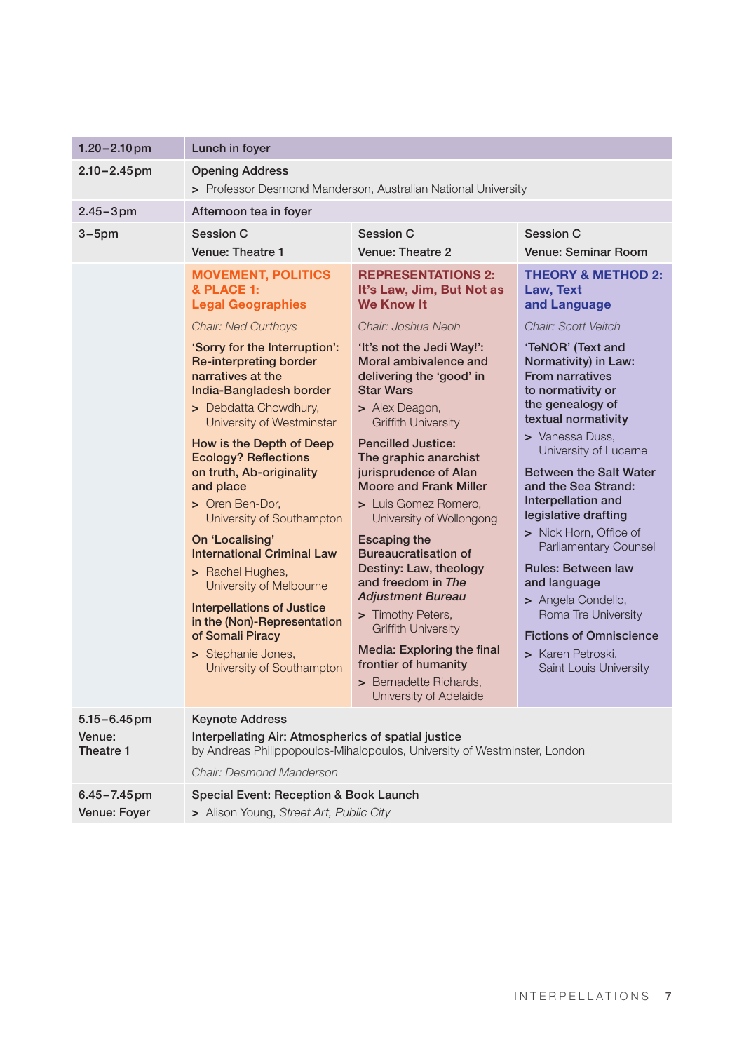| | | | |
|---|---|---|---|
| 1.20–2.10pm | Lunch in foyer | | |
| 2.10–2.45pm | Opening Address<br>> Professor Desmond Manderson, Australian National University | | |
| 2.45–3pm | Afternoon tea in foyer | | |
| 3–5pm | Session C<br>Venue: Theatre 1 | Session C<br>Venue: Theatre 2 | Session C<br>Venue: Seminar Room |
| | **MOVEMENT, POLITICS & PLACE 1: Legal Geographies**<br>*Chair: Ned Curthoys*<br>**'Sorry for the Interruption': Re-interpreting border narratives at the India-Bangladesh border**<br>> Debdatta Chowdhury, University of Westminster<br>**How is the Depth of Deep Ecology? Reflections on truth, Ab-originality and place**<br>> Oren Ben-Dor, University of Southampton<br>**On 'Localising' International Criminal Law**<br>> Rachel Hughes, University of Melbourne<br>**Interpellations of Justice in the (Non)-Representation of Somali Piracy**<br>> Stephanie Jones, University of Southampton | **REPRESENTATIONS 2: It's Law, Jim, But Not as We Know It**<br>*Chair: Joshua Neoh*<br>**'It's not the Jedi Way!': Moral ambivalence and delivering the 'good' in Star Wars**<br>> Alex Deagon, Griffith University<br>**Pencilled Justice: The graphic anarchist jurisprudence of Alan Moore and Frank Miller**<br>> Luis Gomez Romero, University of Wollongong<br>**Escaping the Bureaucratisation of Destiny: Law, theology and freedom in *The Adjustment Bureau***<br>> Timothy Peters, Griffith University<br>**Media: Exploring the final frontier of humanity**<br>> Bernadette Richards, University of Adelaide | **THEORY & METHOD 2: Law, Text and Language**<br>*Chair: Scott Veitch*<br>**'TeNOR' (Text and Normativity) in Law: From narratives to normativity or the genealogy of textual normativity**<br>> Vanessa Duss, University of Lucerne<br>**Between the Salt Water and the Sea Strand: Interpellation and legislative drafting**<br>> Nick Horn, Office of Parliamentary Counsel<br>**Rules: Between law and language**<br>> Angela Condello, Roma Tre University<br>**Fictions of Omniscience**<br>> Karen Petroski, Saint Louis University |
| 5.15–6.45pm<br>Venue: Theatre 1 | Keynote Address<br>**Interpellating Air: Atmospherics of spatial justice**<br>by Andreas Philippopoulos-Mihalopoulos, University of Westminster, London<br>*Chair: Desmond Manderson* | | |
| 6.45–7.45pm<br>Venue: Foyer | Special Event: Reception & Book Launch<br>> Alison Young, *Street Art, Public City* | | |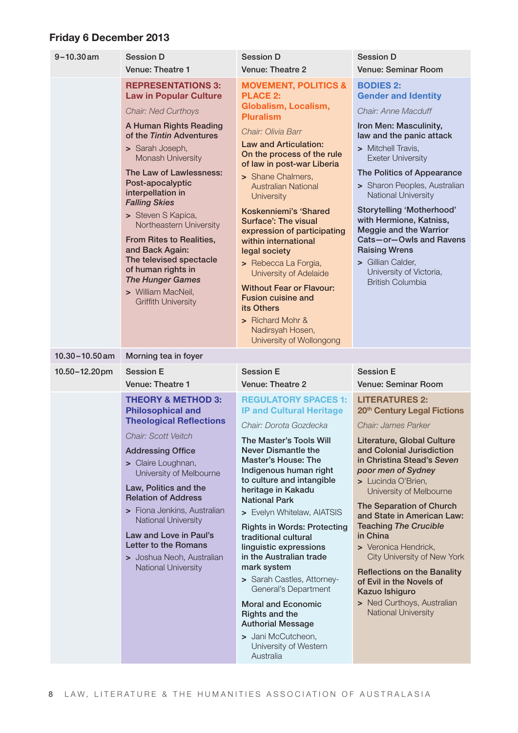## Friday 6 December 2013

| | | | |
|---|---|---|---|
| 9–10.30 am | Session D<br>Venue: Theatre 1 | Session D<br>Venue: Theatre 2 | Session D<br>Venue: Seminar Room |
| | **REPRESENTATIONS 3: Law in Popular Culture**<br>*Chair: Ned Curthoys*<br>**A Human Rights Reading of the *Tintin* Adventures**<br>> Sarah Joseph, Monash University<br>**The Law of Lawlessness: Post-apocalyptic interpellation in *Falling Skies***<br>> Steven S Kapica, Northeastern University<br>**From Rites to Realities, and Back Again: The televised spectacle of human rights in *The Hunger Games***<br>> William MacNeil, Griffith University | **MOVEMENT, POLITICS & PLACE 2: Globalism, Localism, Pluralism**<br>*Chair: Olivia Barr*<br>**Law and Articulation: On the process of the rule of law in post-war Liberia**<br>> Shane Chalmers, Australian National University<br>**Koskenniemi's 'Shared Surface': The visual expression of participating within international legal society**<br>> Rebecca La Forgia, University of Adelaide<br>**Without Fear or Flavour: Fusion cuisine and its Others**<br>> Richard Mohr & Nadirsyah Hosen, University of Wollongong | **BODIES 2: Gender and Identity**<br>*Chair: Anne Macduff*<br>**Iron Men: Masculinity, law and the panic attack**<br>> Mitchell Travis, Exeter University<br>**The Politics of Appearance**<br>> Sharon Peoples, Australian National University<br>**Storytelling 'Motherhood' with Hermione, Katniss, Meggie and the Warrior Cats—or—Owls and Ravens Raising Wrens**<br>> Gillian Calder, University of Victoria, British Columbia |
| 10.30–10.50 am | Morning tea in foyer | | |
| 10.50–12.20 pm | Session E<br>Venue: Theatre 1 | Session E<br>Venue: Theatre 2 | Session E<br>Venue: Seminar Room |
| | **THEORY & METHOD 3: Philosophical and Theological Reflections**<br>*Chair: Scott Veitch*<br>**Addressing Office**<br>> Claire Loughnan, University of Melbourne<br>**Law, Politics and the Relation of Address**<br>> Fiona Jenkins, Australian National University<br>**Law and Love in Paul's Letter to the Romans**<br>> Joshua Neoh, Australian National University | **REGULATORY SPACES 1: IP and Cultural Heritage**<br>*Chair: Dorota Gozdecka*<br>**The Master's Tools Will Never Dismantle the Master's House: The Indigenous human right to culture and intangible heritage in Kakadu National Park**<br>> Evelyn Whitelaw, AIATSIS<br>**Rights in Words: Protecting traditional cultural linguistic expressions in the Australian trade mark system**<br>> Sarah Castles, Attorney-General's Department<br>**Moral and Economic Rights and the Authorial Message**<br>> Jani McCutcheon, University of Western Australia | **LITERATURES 2: 20th Century Legal Fictions**<br>*Chair: James Parker*<br>**Literature, Global Culture and Colonial Jurisdiction in Christina Stead's *Seven poor men of Sydney***<br>> Lucinda O'Brien, University of Melbourne<br>**The Separation of Church and State in American Law: Teaching *The Crucible* in China**<br>> Veronica Hendrick, City University of New York<br>**Reflections on the Banality of Evil in the Novels of Kazuo Ishiguro**<br>> Ned Curthoys, Australian National University |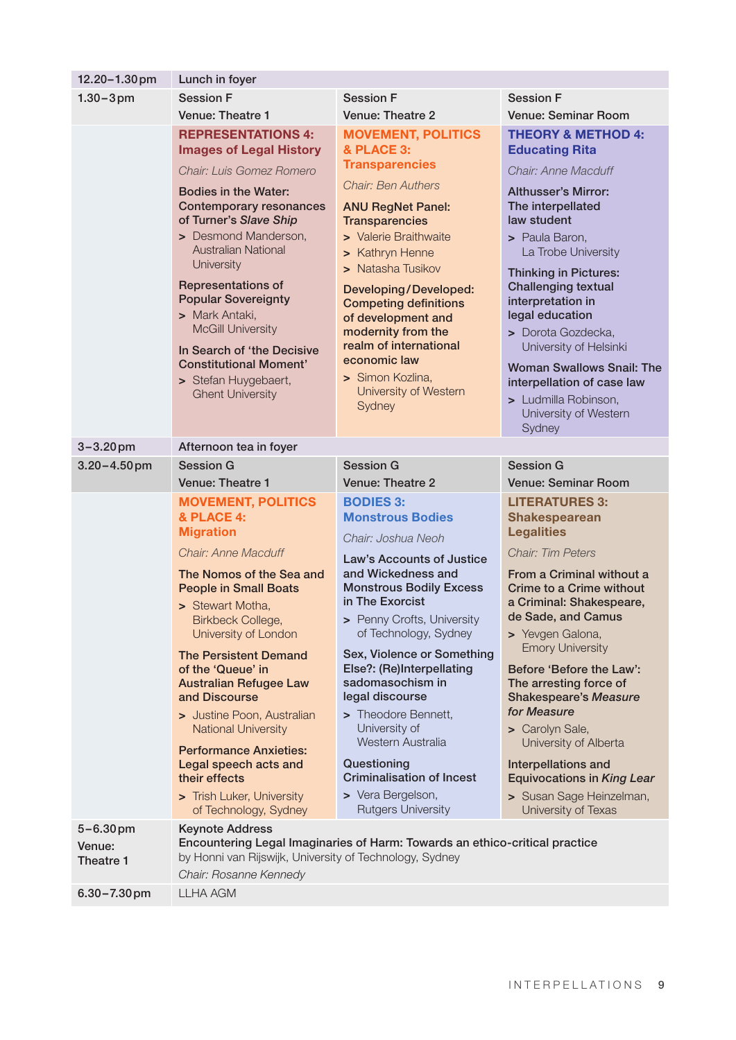| Time | Theatre 1 | Theatre 2 | Seminar Room |
|---|---|---|---|
| 12.20–1.30pm | Lunch in foyer | | |
| 1.30–3pm | Session F<br>Venue: Theatre 1 | Session F<br>Venue: Theatre 2 | Session F<br>Venue: Seminar Room |
| | **REPRESENTATIONS 4: Images of Legal History**<br>*Chair: Luis Gomez Romero*<br><br>**Bodies in the Water: Contemporary resonances of Turner's *Slave Ship***<br>> Desmond Manderson, Australian National University<br><br>**Representations of Popular Sovereignty**<br>> Mark Antaki, McGill University<br><br>**In Search of 'the Decisive Constitutional Moment'**<br>> Stefan Huygebaert, Ghent University | **MOVEMENT, POLITICS & PLACE 3: Transparencies**<br>*Chair: Ben Authers*<br><br>**ANU RegNet Panel: Transparencies**<br>> Valerie Braithwaite<br>> Kathryn Henne<br>> Natasha Tusikov<br><br>**Developing/Developed: Competing definitions of development and modernity from the realm of international economic law**<br>> Simon Kozlina, University of Western Sydney | **THEORY & METHOD 4: Educating Rita**<br>*Chair: Anne Macduff*<br><br>**Althusser's Mirror: The interpellated law student**<br>> Paula Baron, La Trobe University<br><br>**Thinking in Pictures: Challenging textual interpretation in legal education**<br>> Dorota Gozdecka, University of Helsinki<br><br>**Woman Swallows Snail: The interpellation of case law**<br>> Ludmilla Robinson, University of Western Sydney |
| 3–3.20pm | Afternoon tea in foyer | | |
| 3.20–4.50pm | Session G<br>Venue: Theatre 1 | Session G<br>Venue: Theatre 2 | Session G<br>Venue: Seminar Room |
| | **MOVEMENT, POLITICS & PLACE 4: Migration**<br>*Chair: Anne Macduff*<br><br>**The Nomos of the Sea and People in Small Boats**<br>> Stewart Motha, Birkbeck College, University of London<br><br>**The Persistent Demand of the 'Queue' in Australian Refugee Law and Discourse**<br>> Justine Poon, Australian National University<br><br>**Performance Anxieties: Legal speech acts and their effects**<br>> Trish Luker, University of Technology, Sydney | **BODIES 3: Monstrous Bodies**<br>*Chair: Joshua Neoh*<br><br>**Law's Accounts of Justice and Wickedness and Monstrous Bodily Excess in The Exorcist**<br>> Penny Crofts, University of Technology, Sydney<br><br>**Sex, Violence or Something Else?: (Re)Interpellating sadomasochism in legal discourse**<br>> Theodore Bennett, University of Western Australia<br><br>**Questioning Criminalisation of Incest**<br>> Vera Bergelson, Rutgers University | **LITERATURES 3: Shakespearean Legalities**<br>*Chair: Tim Peters*<br><br>**From a Criminal without a Crime to a Crime without a Criminal: Shakespeare, de Sade, and Camus**<br>> Yevgen Galona, Emory University<br><br>**Before 'Before the Law': The arresting force of Shakespeare's *Measure for Measure***<br>> Carolyn Sale, University of Alberta<br><br>**Interpellations and Equivocations in *King Lear***<br>> Susan Sage Heinzelman, University of Texas |
| 5–6.30pm<br>Venue: Theatre 1 | Keynote Address<br>**Encountering Legal Imaginaries of Harm: Towards an ethico-critical practice**<br>by Honni van Rijswijk, University of Technology, Sydney<br>*Chair: Rosanne Kennedy* | | |
| 6.30–7.30pm | LLHA AGM | | |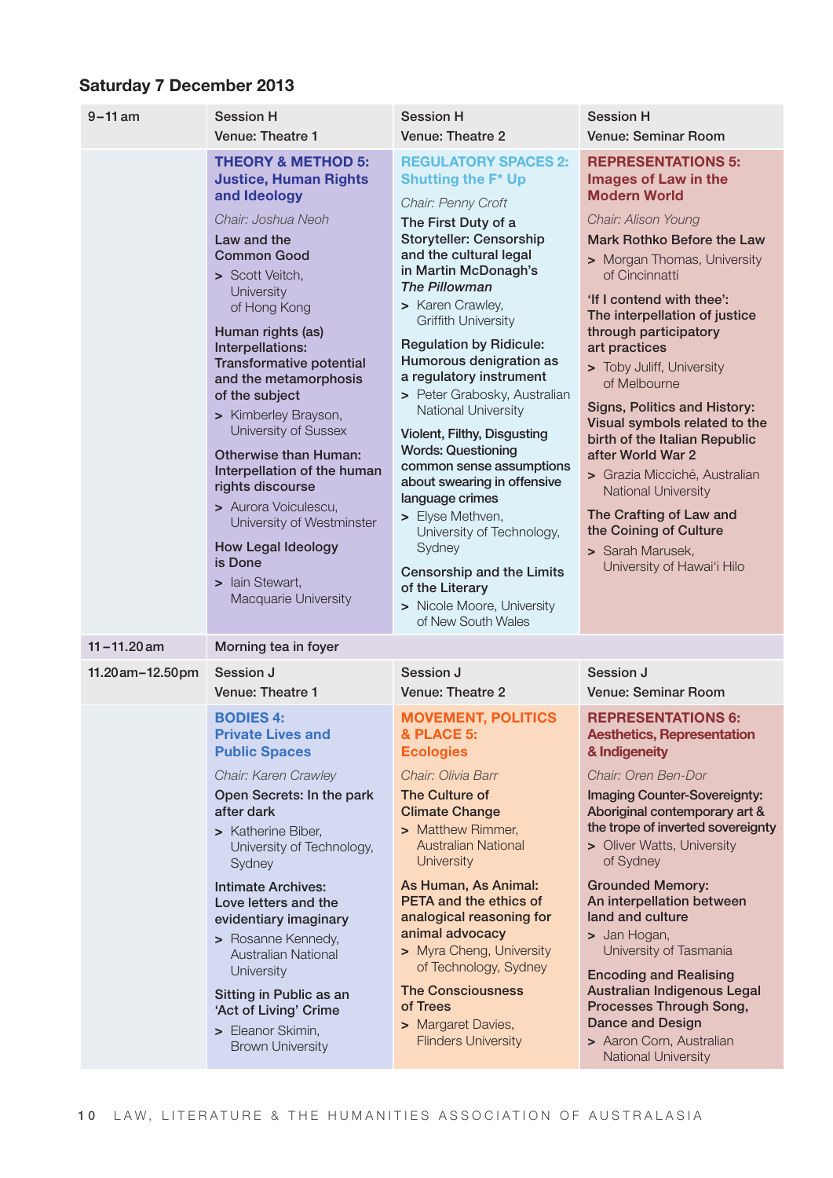## Saturday 7 December 2013

| 9–11 am | Session H<br>Venue: Theatre 1 | Session H<br>Venue: Theatre 2 | Session H<br>Venue: Seminar Room |
|---|---|---|---|
| | **THEORY & METHOD 5: Justice, Human Rights and Ideology**<br>*Chair: Joshua Neoh*<br>**Law and the Common Good**<br>> Scott Veitch, University of Hong Kong<br>**Human rights (as) Interpellations: Transformative potential and the metamorphosis of the subject**<br>> Kimberley Brayson, University of Sussex<br>**Otherwise than Human: Interpellation of the human rights discourse**<br>> Aurora Voiculescu, University of Westminster<br>**How Legal Ideology is Done**<br>> Iain Stewart, Macquarie University | **REGULATORY SPACES 2: Shutting the F* Up**<br>*Chair: Penny Croft*<br>**The First Duty of a Storyteller: Censorship and the cultural legal in Martin McDonagh's *The Pillowman***<br>> Karen Crawley, Griffith University<br>**Regulation by Ridicule: Humorous denigration as a regulatory instrument**<br>> Peter Grabosky, Australian National University<br>**Violent, Filthy, Disgusting Words: Questioning common sense assumptions about swearing in offensive language crimes**<br>> Elyse Methven, University of Technology, Sydney<br>**Censorship and the Limits of the Literary**<br>> Nicole Moore, University of New South Wales | **REPRESENTATIONS 5: Images of Law in the Modern World**<br>*Chair: Alison Young*<br>**Mark Rothko Before the Law**<br>> Morgan Thomas, University of Cincinnatti<br>**'If I contend with thee': The interpellation of justice through participatory art practices**<br>> Toby Juliff, University of Melbourne<br>**Signs, Politics and History: Visual symbols related to the birth of the Italian Republic after World War 2**<br>> Grazia Micciché, Australian National University<br>**The Crafting of Law and the Coining of Culture**<br>> Sarah Marusek, University of Hawai'i Hilo |
| 11–11.20 am | Morning tea in foyer | | |
| 11.20 am–12.50 pm | Session J<br>Venue: Theatre 1 | Session J<br>Venue: Theatre 2 | Session J<br>Venue: Seminar Room |
| | **BODIES 4: Private Lives and Public Spaces**<br>*Chair: Karen Crawley*<br>**Open Secrets: In the park after dark**<br>> Katherine Biber, University of Technology, Sydney<br>**Intimate Archives: Love letters and the evidentiary imaginary**<br>> Rosanne Kennedy, Australian National University<br>**Sitting in Public as an 'Act of Living' Crime**<br>> Eleanor Skimin, Brown University | **MOVEMENT, POLITICS & PLACE 5: Ecologies**<br>*Chair: Olivia Barr*<br>**The Culture of Climate Change**<br>> Matthew Rimmer, Australian National University<br>**As Human, As Animal: PETA and the ethics of analogical reasoning for animal advocacy**<br>> Myra Cheng, University of Technology, Sydney<br>**The Consciousness of Trees**<br>> Margaret Davies, Flinders University | **REPRESENTATIONS 6: Aesthetics, Representation & Indigeneity**<br>*Chair: Oren Ben-Dor*<br>**Imaging Counter-Sovereignty: Aboriginal contemporary art & the trope of inverted sovereignty**<br>> Oliver Watts, University of Sydney<br>**Grounded Memory: An interpellation between land and culture**<br>> Jan Hogan, University of Tasmania<br>**Encoding and Realising Australian Indigenous Legal Processes Through Song, Dance and Design**<br>> Aaron Corn, Australian National University |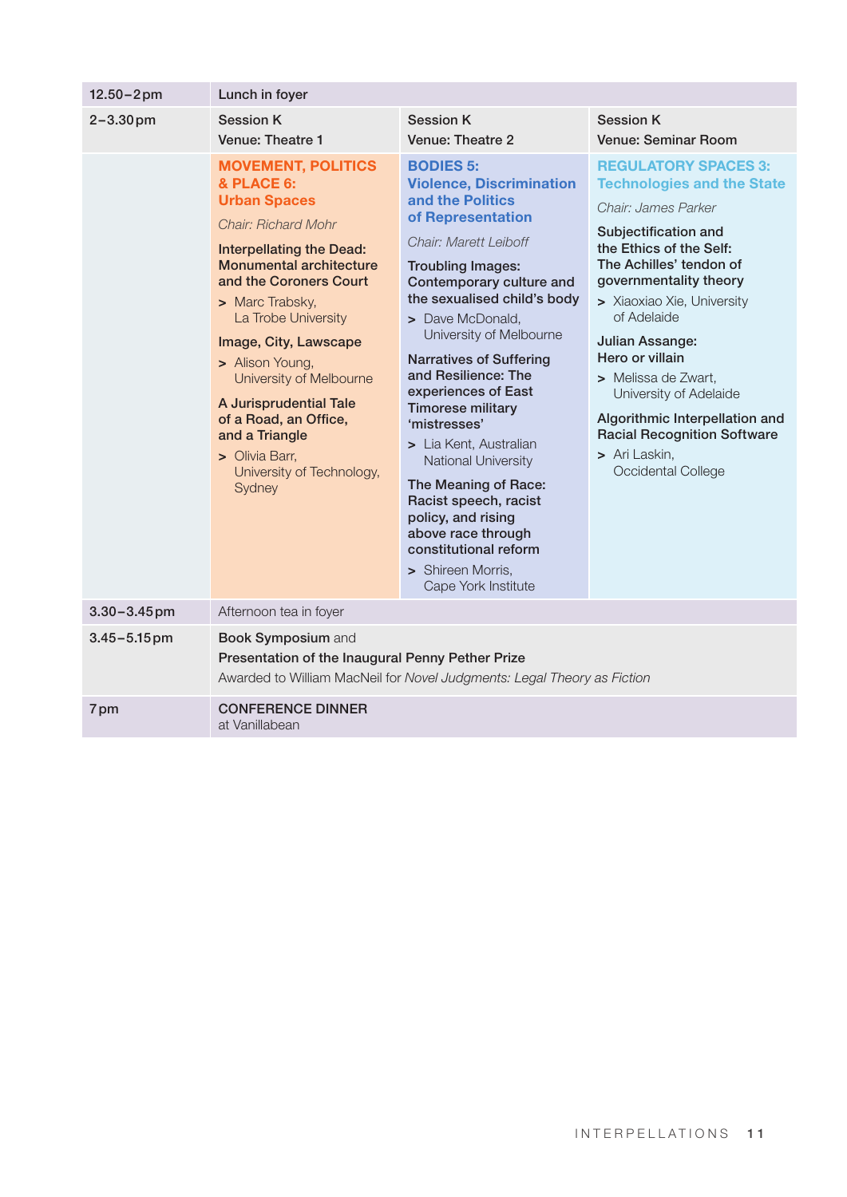| | | | |
|---|---|---|---|
| 12.50–2pm | Lunch in foyer | | |
| 2–3.30pm | Session K<br>Venue: Theatre 1 | Session K<br>Venue: Theatre 2 | Session K<br>Venue: Seminar Room |
| | **MOVEMENT, POLITICS & PLACE 6: Urban Spaces**<br><br>*Chair: Richard Mohr*<br><br>**Interpellating the Dead: Monumental architecture and the Coroners Court**<br>> Marc Trabsky, La Trobe University<br><br>**Image, City, Lawscape**<br>> Alison Young, University of Melbourne<br><br>**A Jurisprudential Tale of a Road, an Office, and a Triangle**<br>> Olivia Barr, University of Technology, Sydney | **BODIES 5: Violence, Discrimination and the Politics of Representation**<br><br>*Chair: Marett Leiboff*<br><br>**Troubling Images: Contemporary culture and the sexualised child's body**<br>> Dave McDonald, University of Melbourne<br><br>**Narratives of Suffering and Resilience: The experiences of East Timorese military 'mistresses'**<br>> Lia Kent, Australian National University<br><br>**The Meaning of Race: Racist speech, racist policy, and rising above race through constitutional reform**<br>> Shireen Morris, Cape York Institute | **REGULATORY SPACES 3: Technologies and the State**<br><br>*Chair: James Parker*<br><br>**Subjectification and the Ethics of the Self: The Achilles' tendon of governmentality theory**<br>> Xiaoxiao Xie, University of Adelaide<br><br>**Julian Assange: Hero or villain**<br>> Melissa de Zwart, University of Adelaide<br><br>**Algorithmic Interpellation and Racial Recognition Software**<br>> Ari Laskin, Occidental College |
| 3.30–3.45pm | Afternoon tea in foyer | | |
| 3.45–5.15pm | **Book Symposium** and<br>**Presentation of the Inaugural Penny Pether Prize**<br>Awarded to William MacNeil for *Novel Judgments: Legal Theory as Fiction* | | |
| 7pm | **CONFERENCE DINNER**<br>at Vanillabean | | |